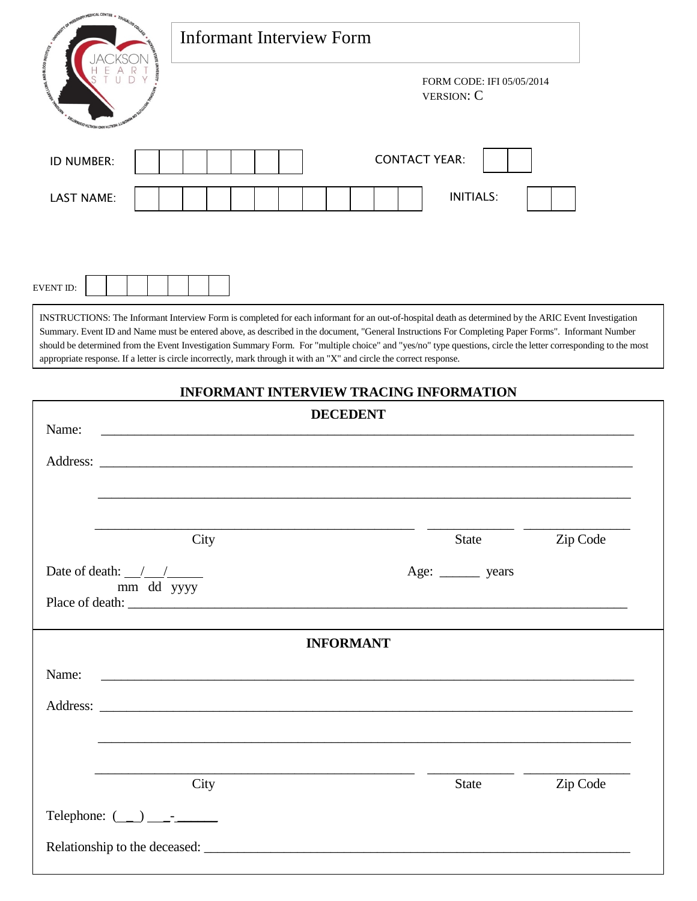# Informant Interview Form

FORM CODE: IFI 05/05/2014
VERSION: C

ID NUMBER: | | | | | | | |

CONTACT YEAR: | | |

LAST NAME: | | | | | | | | | | | | |

INITIALS: | | |

EVENT ID: | | | | | | | |

INSTRUCTIONS: The Informant Interview Form is completed for each informant for an out-of-hospital death as determined by the ARIC Event Investigation Summary. Event ID and Name must be entered above, as described in the document, "General Instructions For Completing Paper Forms". Informant Number should be determined from the Event Investigation Summary Form. For "multiple choice" and "yes/no" type questions, circle the letter corresponding to the most appropriate response. If a letter is circle incorrectly, mark through it with an "X" and circle the correct response.

## INFORMANT INTERVIEW TRACING INFORMATION

### DECEDENT

Name: ______________________________________________________________________

Address: ______________________________________________________________________

______________________________________________________________________

______________________________________________ ____________ ______________
City State Zip Code

Date of death: __/__/_____
mm dd yyyy

Age: ______ years

Place of death: ______________________________________________________________________

### INFORMANT

Name: ______________________________________________________________________

Address: ______________________________________________________________________

______________________________________________________________________

______________________________________________ ____________ ______________
City State Zip Code

Telephone: (___) ___-______

Relationship to the deceased: ______________________________________________________________________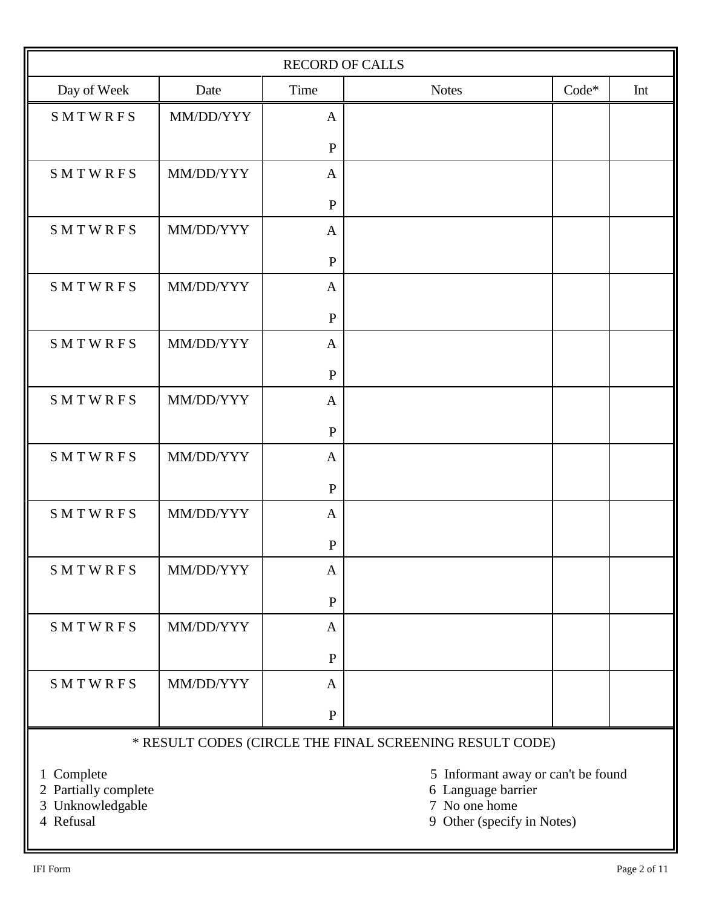## RECORD OF CALLS

| Day of Week | Date | Time | Notes | Code* | Int |
|---|---|---|---|---|---|
| S M T W R F S | MM/DD/YYY | A<br>P | | | |
| S M T W R F S | MM/DD/YYY | A<br>P | | | |
| S M T W R F S | MM/DD/YYY | A<br>P | | | |
| S M T W R F S | MM/DD/YYY | A<br>P | | | |
| S M T W R F S | MM/DD/YYY | A<br>P | | | |
| S M T W R F S | MM/DD/YYY | A<br>P | | | |
| S M T W R F S | MM/DD/YYY | A<br>P | | | |
| S M T W R F S | MM/DD/YYY | A<br>P | | | |
| S M T W R F S | MM/DD/YYY | A<br>P | | | |
| S M T W R F S | MM/DD/YYY | A<br>P | | | |
| S M T W R F S | MM/DD/YYY | A<br>P | | | |

\* RESULT CODES (CIRCLE THE FINAL SCREENING RESULT CODE)

1 Complete
2 Partially complete
3 Unknowledgable
4 Refusal
5 Informant away or can't be found
6 Language barrier
7 No one home
9 Other (specify in Notes)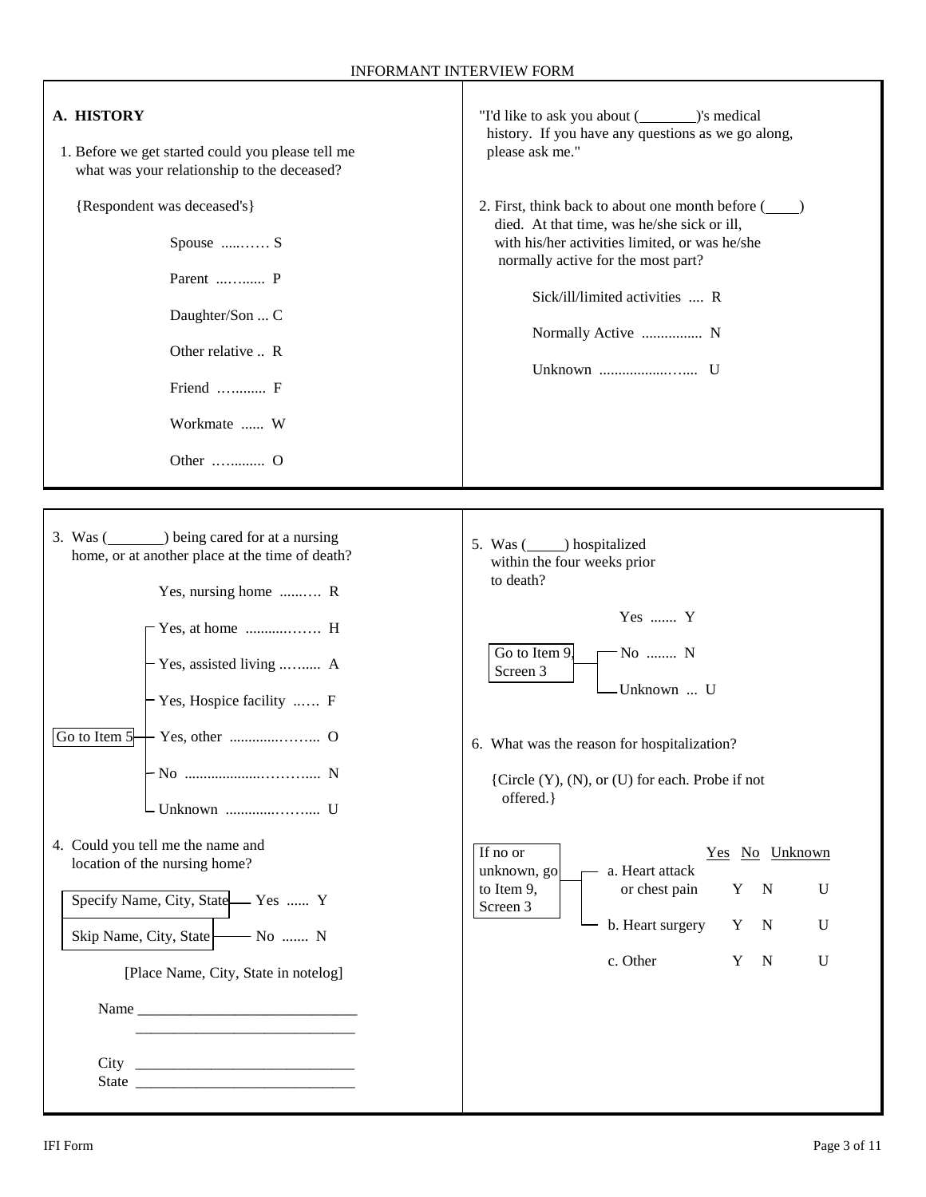INFORMANT INTERVIEW FORM

## A. HISTORY

1. Before we get started could you please tell me what was your relationship to the deceased?

{Respondent was deceased's}

- Spouse ....…… S
- Parent ...…..... P
- Daughter/Son ... C
- Other relative .. R
- Friend …......... F
- Workmate ...... W
- Other ….......... O

"I'd like to ask you about (________)'s medical history. If you have any questions as we go along, please ask me."

2. First, think back to about one month before (____) died. At that time, was he/she sick or ill, with his/her activities limited, or was he/she normally active for the most part?

- Sick/ill/limited activities .... R
- Normally Active ................ N
- Unknown ..................….... U

---

3. Was (________) being cared for at a nursing home, or at another place at the time of death?

- Yes, nursing home ......…. R
- Yes, at home ..........……. H
- Yes, assisted living ..….... A
- Yes, Hospice facility ..…. F
- Yes, other ............……... O
- No ..................……….... N
- Unknown ............……... U

[Go to Item 5] — Yes, at home; Yes, assisted living; Yes, Hospice facility; Yes, other; No; Unknown

4. Could you tell me the name and location of the nursing home?

- [Specify Name, City, State] — Yes ...... Y
- [Skip Name, City, State] — No ....... N

[Place Name, City, State in notelog]

Name ______________________________
______________________________

City ______________________________
State ______________________________

5. Was (_____) hospitalized within the four weeks prior to death?

- Yes ....... Y
- No ........ N
- Unknown ... U

[Go to Item 9, Screen 3] — No; Unknown

6. What was the reason for hospitalization?

{Circle (Y), (N), or (U) for each. Probe if not offered.}

[If no or unknown, go to Item 9, Screen 3]

| | Yes | No | Unknown |
|---|---|---|---|
| a. Heart attack or chest pain | Y | N | U |
| b. Heart surgery | Y | N | U |
| c. Other | Y | N | U |

IFI Form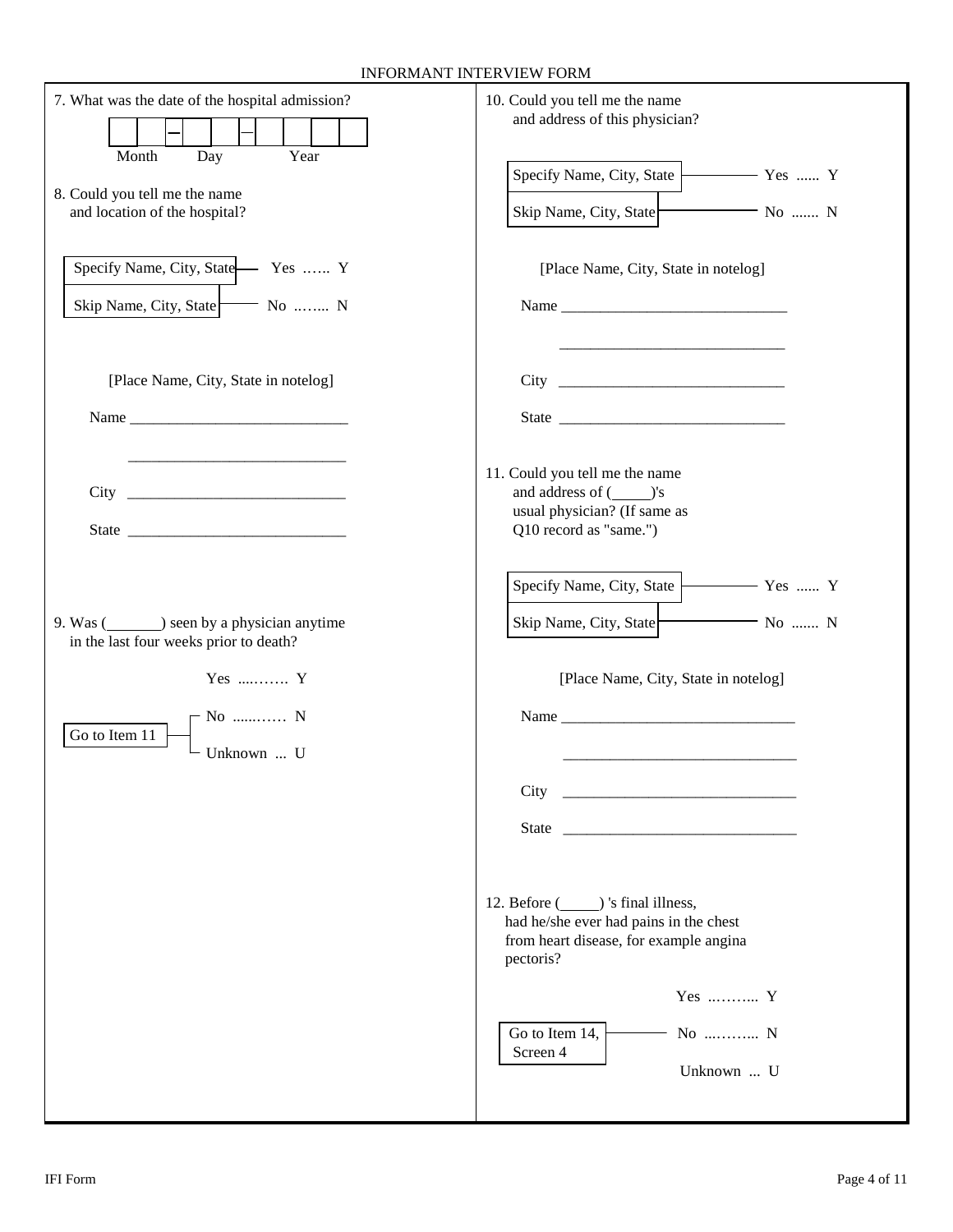INFORMANT INTERVIEW FORM

7. What was the date of the hospital admission?

| | | – | | | – | | | | |
|---|---|---|---|---|---|---|---|---|---|

Month Day Year

8. Could you tell me the name and location of the hospital?

- Specify Name, City, State — Yes …… Y
- Skip Name, City, State — No ..…... N

[Place Name, City, State in notelog]

Name ____________________________

____________________________

City ____________________________

State ____________________________

9. Was (_______) seen by a physician anytime in the last four weeks prior to death?

- Yes ....……. Y
- No ......…… N — Go to Item 11
- Unknown ... U — Go to Item 11

10. Could you tell me the name and address of this physician?

- Specify Name, City, State — Yes ...... Y
- Skip Name, City, State — No ....... N

[Place Name, City, State in notelog]

Name ____________________________

____________________________

City ____________________________

State ____________________________

11. Could you tell me the name and address of (_____)'s usual physician? (If same as Q10 record as "same.")

- Specify Name, City, State — Yes ...... Y
- Skip Name, City, State — No ....... N

[Place Name, City, State in notelog]

Name ____________________________

____________________________

City ____________________________

State ____________________________

12. Before (_____) 's final illness, had he/she ever had pains in the chest from heart disease, for example angina pectoris?

- Yes ..……... Y
- No ...……... N — Go to Item 14, Screen 4
- Unknown ... U

IFI Form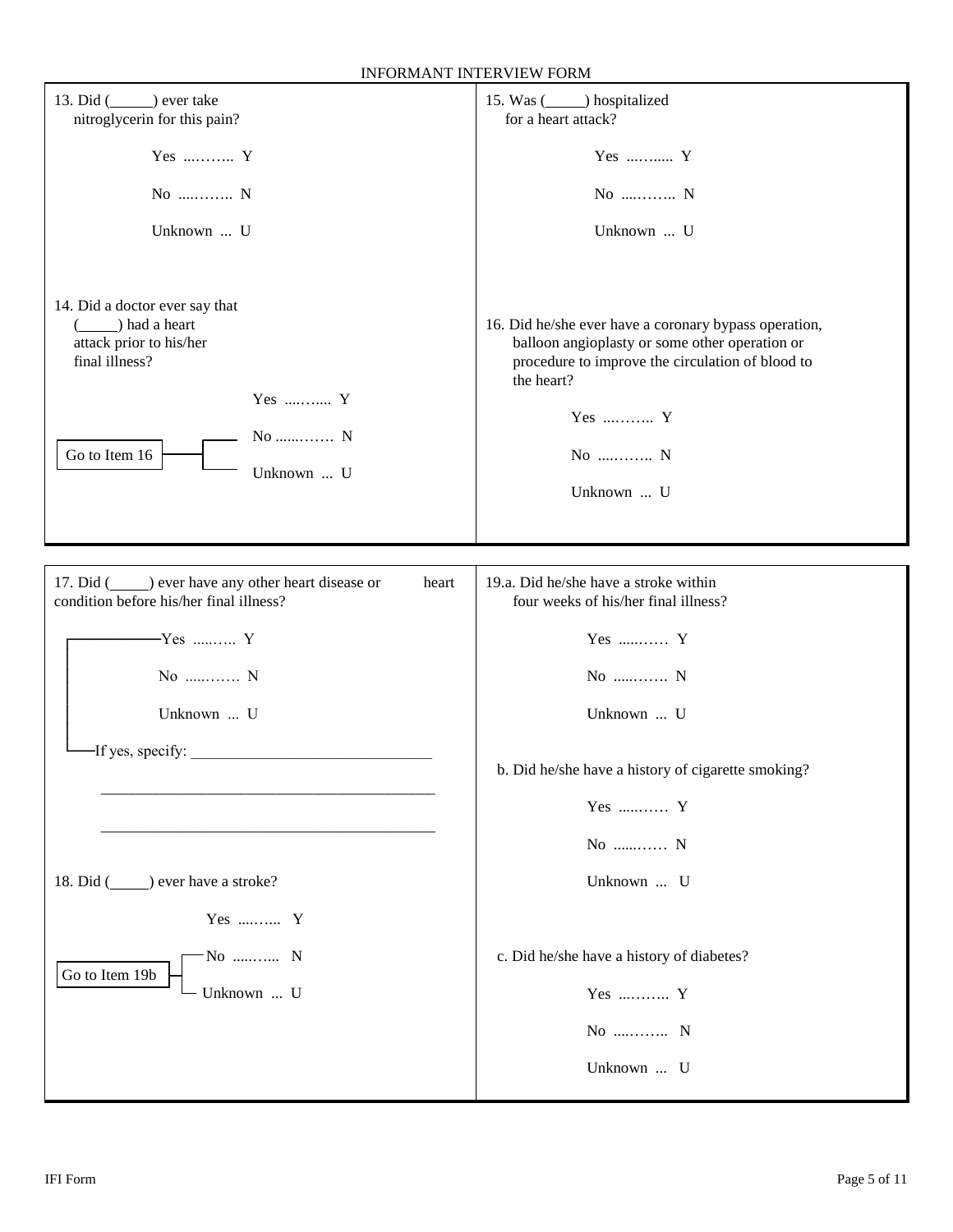INFORMANT INTERVIEW FORM

13. Did (_____) ever take nitroglycerin for this pain?

- Yes .......... Y
- No .......... N
- Unknown ... U

14. Did a doctor ever say that (_____) had a heart attack prior to his/her final illness?

- Yes .......... Y
- No .......... N
- Unknown ... U

(No / Unknown: Go to Item 16)

15. Was (_____) hospitalized for a heart attack?

- Yes .......... Y
- No .......... N
- Unknown ... U

16. Did he/she ever have a coronary bypass operation, balloon angioplasty or some other operation or procedure to improve the circulation of blood to the heart?

- Yes .......... Y
- No .......... N
- Unknown ... U

17. Did (_____) ever have any other heart disease or heart condition before his/her final illness?

- Yes .......... Y
- No .......... N
- Unknown ... U

If yes, specify: ______________________________

______________________________________________

______________________________________________

18. Did (_____) ever have a stroke?

- Yes .......... Y
- No .......... N
- Unknown ... U

(No / Unknown: Go to Item 19b)

19.a. Did he/she have a stroke within four weeks of his/her final illness?

- Yes .......... Y
- No .......... N
- Unknown ... U

b. Did he/she have a history of cigarette smoking?

- Yes .......... Y
- No .......... N
- Unknown ... U

c. Did he/she have a history of diabetes?

- Yes .......... Y
- No .......... N
- Unknown ... U

IFI Form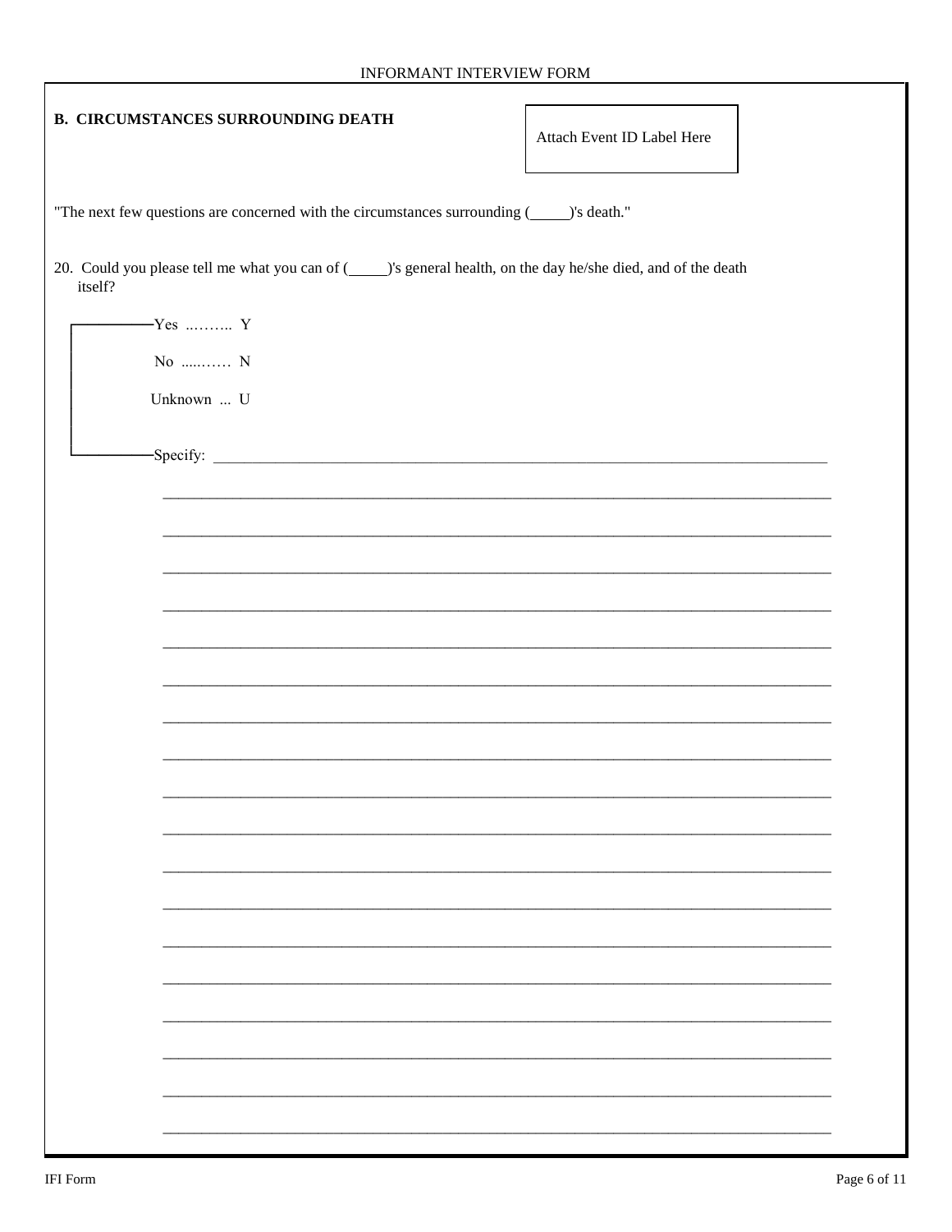INFORMANT INTERVIEW FORM

## B. CIRCUMSTANCES SURROUNDING DEATH

Attach Event ID Label Here

"The next few questions are concerned with the circumstances surrounding (_____)'s death."

20. Could you please tell me what you can of (_____)'s general health, on the day he/she died, and of the death itself?

- Yes ......... Y
- No ......... N
- Unknown ... U

Specify: ________________________________________________________________________________

________________________________________________________________________________

________________________________________________________________________________

________________________________________________________________________________

________________________________________________________________________________

________________________________________________________________________________

________________________________________________________________________________

________________________________________________________________________________

________________________________________________________________________________

________________________________________________________________________________

________________________________________________________________________________

________________________________________________________________________________

________________________________________________________________________________

________________________________________________________________________________

________________________________________________________________________________

________________________________________________________________________________

________________________________________________________________________________

________________________________________________________________________________

________________________________________________________________________________

IFI Form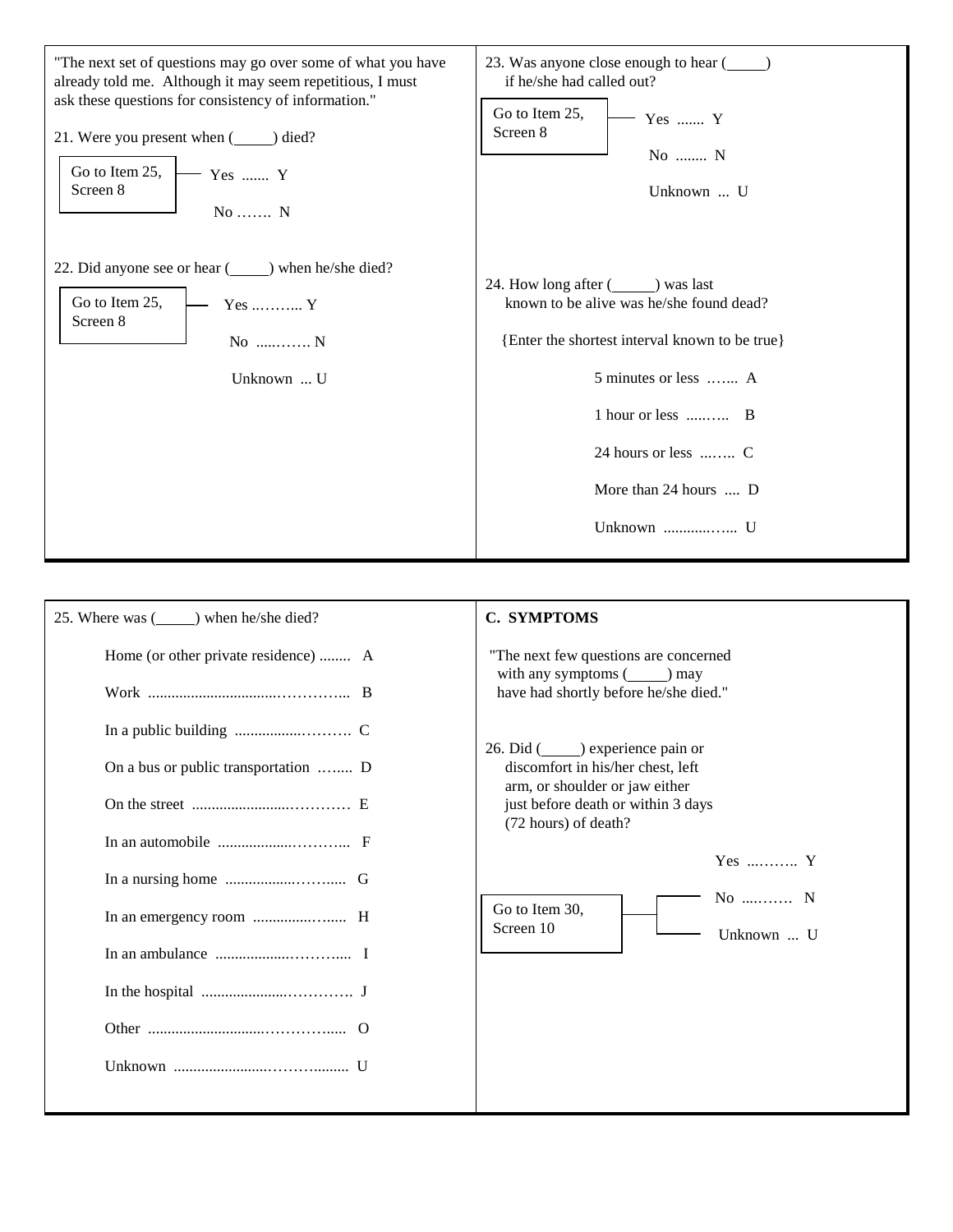"The next set of questions may go over some of what you have already told me. Although it may seem repetitious, I must ask these questions for consistency of information."

21. Were you present when (_____) died?

- Yes ....... Y — Go to Item 25, Screen 8
- No ....... N

22. Did anyone see or hear (_____) when he/she died?

- Yes .......... Y — Go to Item 25, Screen 8
- No .......... N
- Unknown ... U

23. Was anyone close enough to hear (_____) if he/she had called out?

- Yes ....... Y — Go to Item 25, Screen 8
- No ........ N
- Unknown ... U

24. How long after (_____) was last known to be alive was he/she found dead?

{Enter the shortest interval known to be true}

- 5 minutes or less ....... A
- 1 hour or less ......... B
- 24 hours or less ....... C
- More than 24 hours .... D
- Unknown ............... U

25. Where was (_____) when he/she died?

- Home (or other private residence) ........ A
- Work ............................................. B
- In a public building ............................ C
- On a bus or public transportation ........ D
- On the street .................................. E
- In an automobile .............................. F
- In a nursing home ............................. G
- In an emergency room ....................... H
- In an ambulance ............................... I
- In the hospital .................................. J
- Other .............................................. O
- Unknown .......................................... U

**C. SYMPTOMS**

"The next few questions are concerned with any symptoms (_____) may have had shortly before he/she died."

26. Did (_____) experience pain or discomfort in his/her chest, left arm, or shoulder or jaw either just before death or within 3 days (72 hours) of death?

- Yes .......... Y
- No .......... N — Go to Item 30, Screen 10
- Unknown ... U — Go to Item 30, Screen 10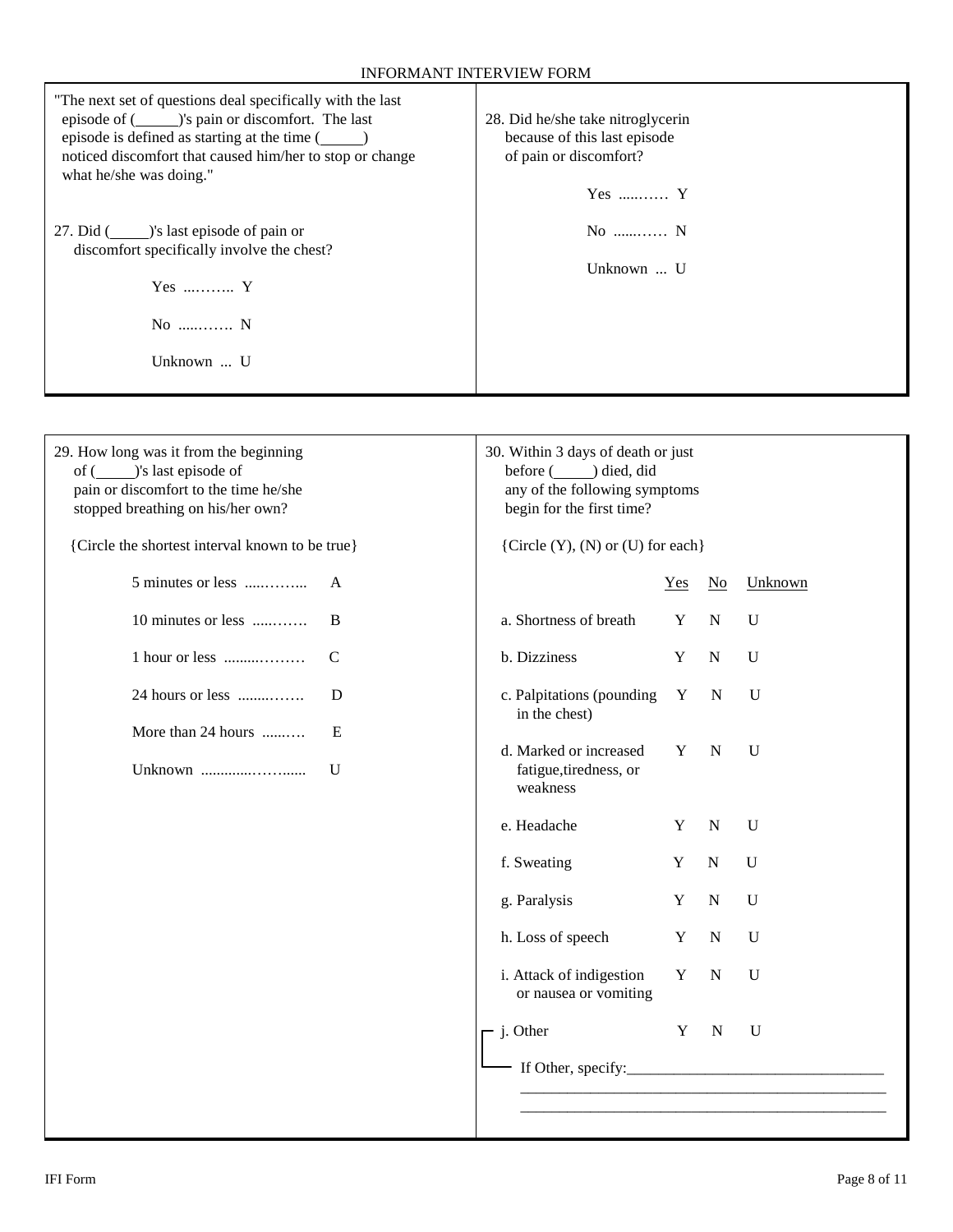INFORMANT INTERVIEW FORM

"The next set of questions deal specifically with the last episode of (______)'s pain or discomfort. The last episode is defined as starting at the time (______) noticed discomfort that caused him/her to stop or change what he/she was doing."

27. Did (_____)'s last episode of pain or discomfort specifically involve the chest?

- Yes .......... Y
- No .......... N
- Unknown ... U

28. Did he/she take nitroglycerin because of this last episode of pain or discomfort?

- Yes .......... Y
- No .......... N
- Unknown ... U

29. How long was it from the beginning of (_____)'s last episode of pain or discomfort to the time he/she stopped breathing on his/her own?

{Circle the shortest interval known to be true}

| | |
|---|---|
| 5 minutes or less .............. | A |
| 10 minutes or less ............ | B |
| 1 hour or less .................. | C |
| 24 hours or less ............... | D |
| More than 24 hours .......... | E |
| Unknown ........................ | U |

30. Within 3 days of death or just before (_____) died, did any of the following symptoms begin for the first time?

{Circle (Y), (N) or (U) for each}

| | Yes | No | Unknown |
|---|---|---|---|
| a. Shortness of breath | Y | N | U |
| b. Dizziness | Y | N | U |
| c. Palpitations (pounding in the chest) | Y | N | U |
| d. Marked or increased fatigue,tiredness, or weakness | Y | N | U |
| e. Headache | Y | N | U |
| f. Sweating | Y | N | U |
| g. Paralysis | Y | N | U |
| h. Loss of speech | Y | N | U |
| i. Attack of indigestion or nausea or vomiting | Y | N | U |
| j. Other | Y | N | U |

If Other, specify:________________________________

________________________________________________

________________________________________________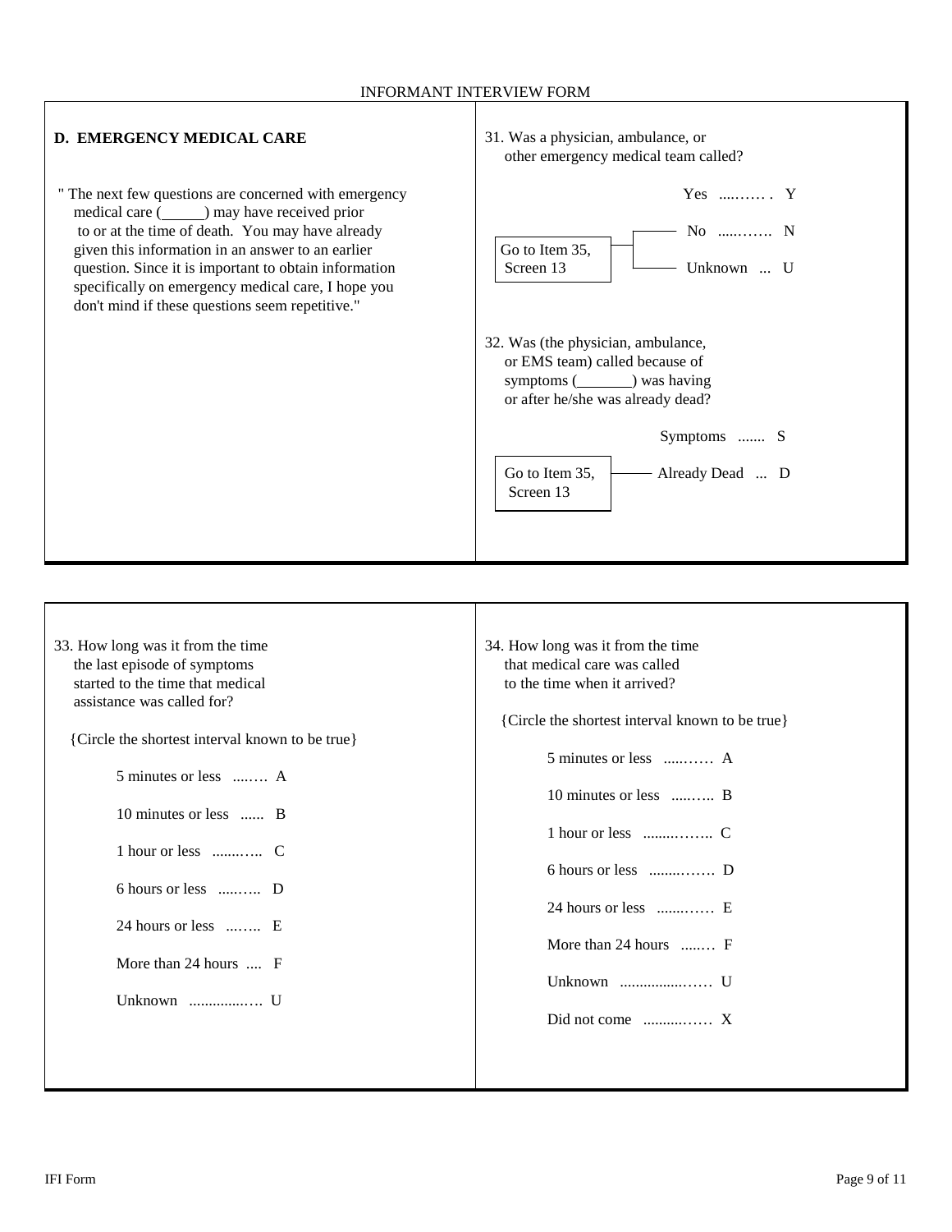INFORMANT INTERVIEW FORM

## D. EMERGENCY MEDICAL CARE

" The next few questions are concerned with emergency medical care (\_\_\_\_\_) may have received prior to or at the time of death. You may have already given this information in an answer to an earlier question. Since it is important to obtain information specifically on emergency medical care, I hope you don't mind if these questions seem repetitive."

31. Was a physician, ambulance, or other emergency medical team called?

    - Yes ....…… . Y
    - No ....……. N — Go to Item 35, Screen 13
    - Unknown ... U — Go to Item 35, Screen 13

32. Was (the physician, ambulance, or EMS team) called because of symptoms (\_\_\_\_\_\_\_) was having or after he/she was already dead?

    - Symptoms ....... S
    - Already Dead ... D — Go to Item 35, Screen 13

33. How long was it from the time the last episode of symptoms started to the time that medical assistance was called for?

    {Circle the shortest interval known to be true}

    - 5 minutes or less ...…. A
    - 10 minutes or less ...... B
    - 1 hour or less .......….. C
    - 6 hours or less ....….. D
    - 24 hours or less ...….. E
    - More than 24 hours .... F
    - Unknown ...............… U

34. How long was it from the time that medical care was called to the time when it arrived?

    {Circle the shortest interval known to be true}

    - 5 minutes or less .....…… A
    - 10 minutes or less ....….. B
    - 1 hour or less .......…….. C
    - 6 hours or less .......……. D
    - 24 hours or less ......…… E
    - More than 24 hours .....… F
    - Unknown ................…… U
    - Did not come .........…… X

IFI Form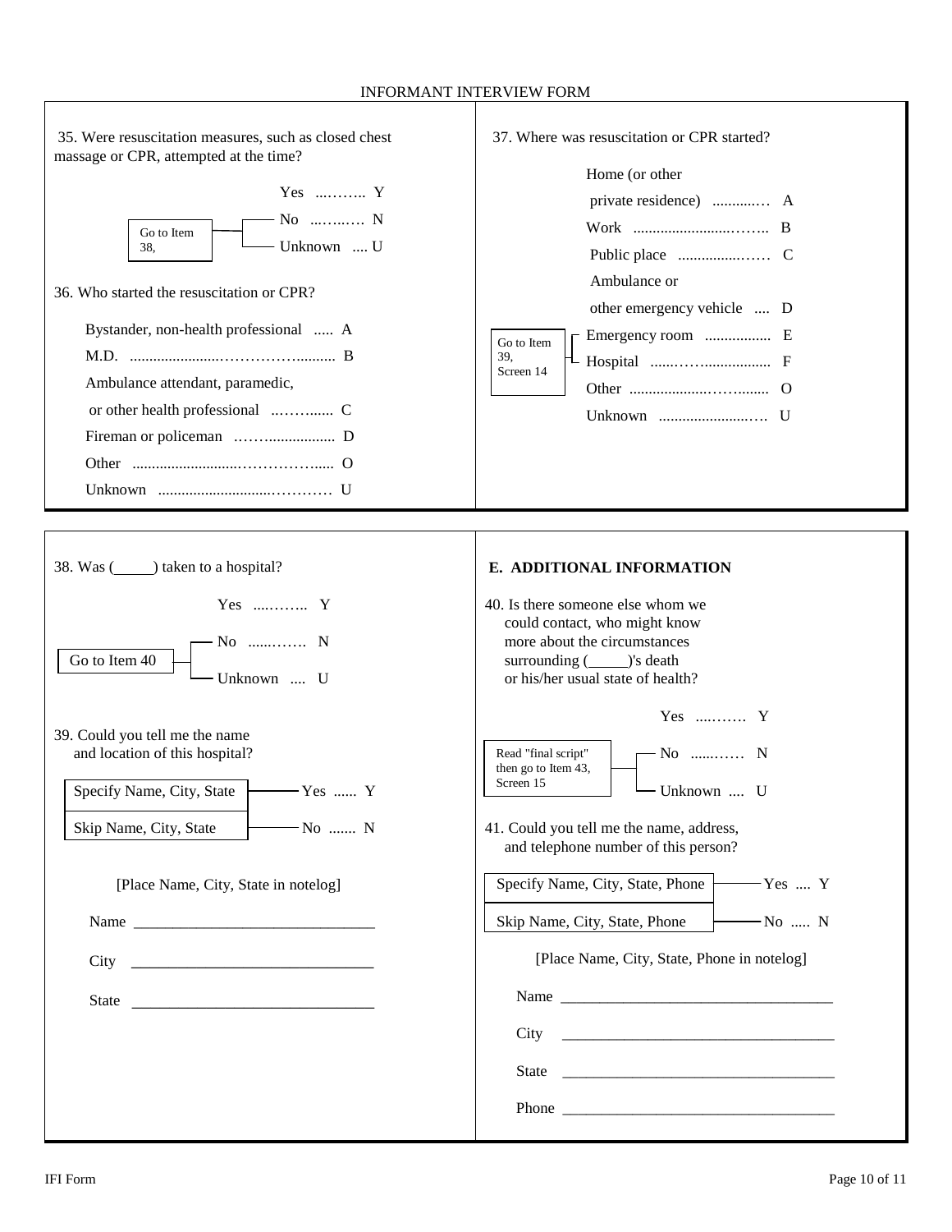INFORMANT INTERVIEW FORM

35. Were resuscitation measures, such as closed chest massage or CPR, attempted at the time?

- Yes ........ Y
- No ......... N — Go to Item 38,
- Unknown .... U — Go to Item 38,

36. Who started the resuscitation or CPR?

- Bystander, non-health professional ..... A
- M.D. .................................. B
- Ambulance attendant, paramedic, or other health professional .......... C
- Fireman or policeman .................... D
- Other ..................................... O
- Unknown .................................. U

37. Where was resuscitation or CPR started?

- Home (or other private residence) ............ A
- Work ...................................... B
- Public place ............................ C
- Ambulance or other emergency vehicle .... D
- Emergency room ................. E — Go to Item 39, Screen 14
- Hospital ............................ F — Go to Item 39, Screen 14
- Other ..................................... O
- Unknown ................................. U

38. Was (_____) taken to a hospital?

- Yes ........ Y
- No ......... N — Go to Item 40
- Unknown .... U — Go to Item 40

39. Could you tell me the name and location of this hospital?

- Specify Name, City, State — Yes ...... Y
- Skip Name, City, State — No ....... N

[Place Name, City, State in notelog]

Name ______________________________

City ______________________________

State ______________________________

## E. ADDITIONAL INFORMATION

40. Is there someone else whom we could contact, who might know more about the circumstances surrounding (_____)'s death or his/her usual state of health?

- Yes ........ Y
- No ......... N — Read "final script" then go to Item 43, Screen 15
- Unknown .... U — Read "final script" then go to Item 43, Screen 15

41. Could you tell me the name, address, and telephone number of this person?

- Specify Name, City, State, Phone — Yes .... Y
- Skip Name, City, State, Phone — No ..... N

[Place Name, City, State, Phone in notelog]

Name ______________________________

City ______________________________

State ______________________________

Phone ______________________________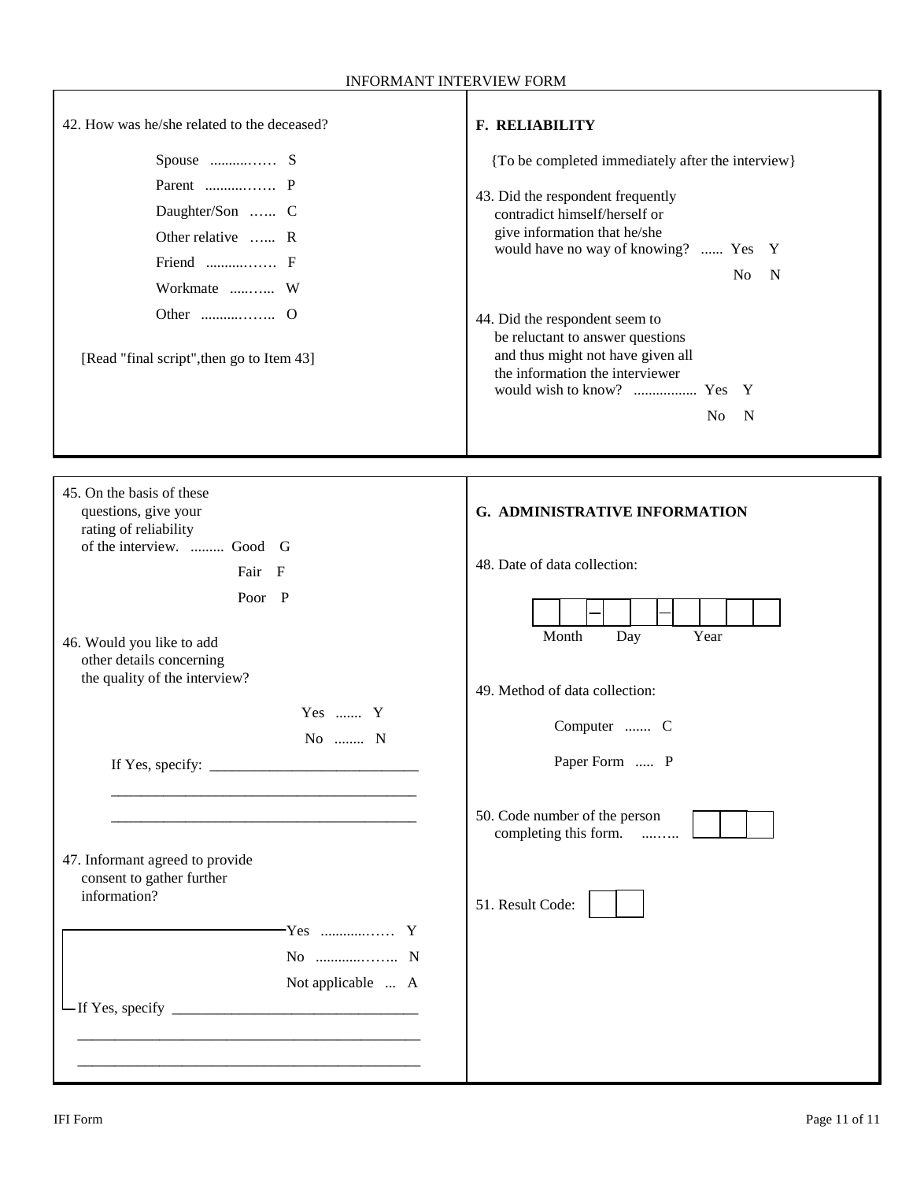INFORMANT INTERVIEW FORM

42. How was he/she related to the deceased?

- Spouse .......... S
- Parent .......... P
- Daughter/Son ...... C
- Other relative ...... R
- Friend .......... F
- Workmate ....... W
- Other .......... O

[Read "final script",then go to Item 43]

## F. RELIABILITY

{To be completed immediately after the interview}

43. Did the respondent frequently contradict himself/herself or give information that he/she would have no way of knowing? ...... Yes Y

No N

44. Did the respondent seem to be reluctant to answer questions and thus might not have given all the information the interviewer would wish to know? ................ Yes Y

No N

45. On the basis of these questions, give your rating of reliability of the interview. ......... Good G

Fair F

Poor P

46. Would you like to add other details concerning the quality of the interview?

Yes ....... Y

No ........ N

If Yes, specify: ____________________________

________________________________________

________________________________________

47. Informant agreed to provide consent to gather further information?

Yes .......... Y

No .......... N

Not applicable ... A

If Yes, specify ________________________________

________________________________________________

________________________________________________

## G. ADMINISTRATIVE INFORMATION

48. Date of data collection:

| | | – | | | – | | | | |
|---|---|---|---|---|---|---|---|---|---|

Month Day Year

49. Method of data collection:

Computer ....... C

Paper Form ..... P

50. Code number of the person completing this form. ....... | | | |

51. Result Code: | | |